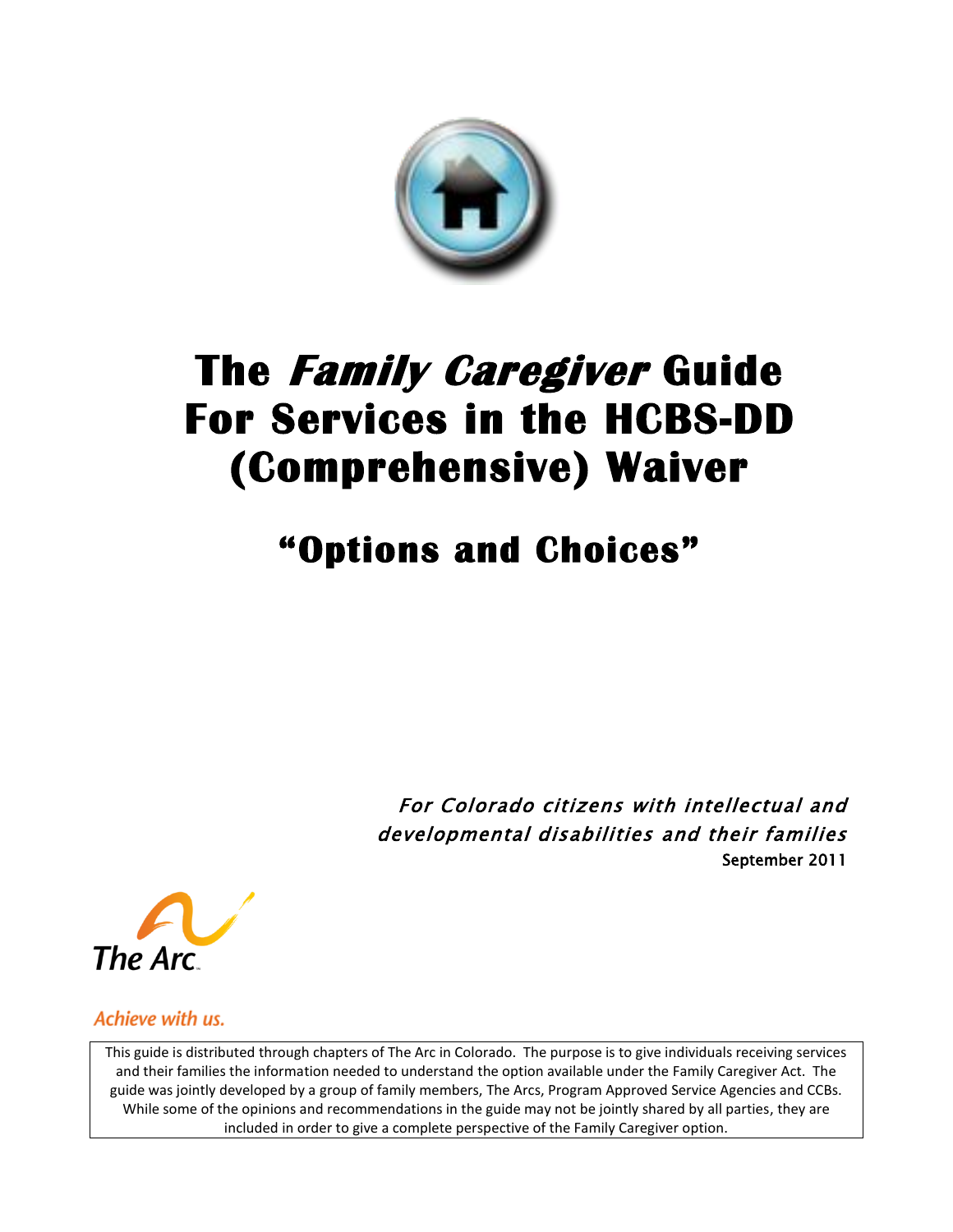# The *Family Caregiver* Guide For Services in the HCBS-DD (Comprehensive) Waiver

## "Options and Choices"

*For Colorado citizens with intellectual and developmental disabilities and their families*

September 2011

The Arc

Achieve with us.

This guide is distributed through chapters of The Arc in Colorado. The purpose is to give individuals receiving services and their families the information needed to understand the option available under the Family Caregiver Act. The guide was jointly developed by a group of family members, The Arcs, Program Approved Service Agencies and CCBs. While some of the opinions and recommendations in the guide may not be jointly shared by all parties, they are included in order to give a complete perspective of the Family Caregiver option.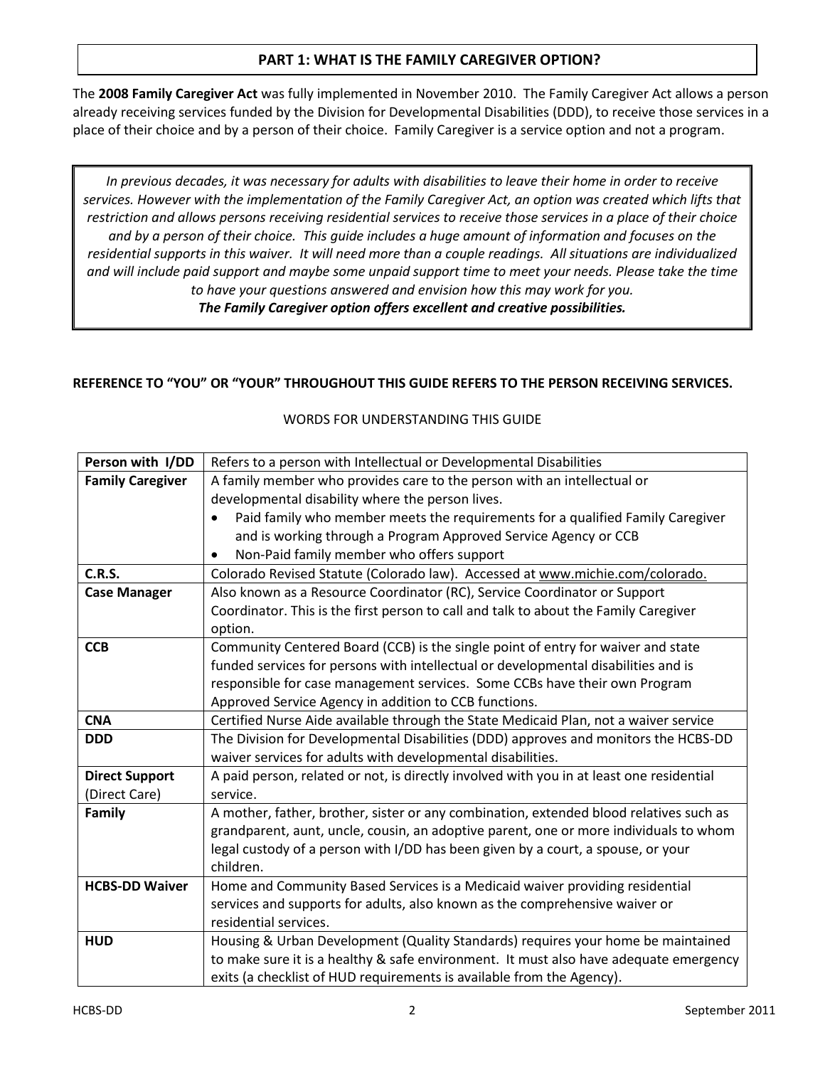## PART 1: WHAT IS THE FAMILY CAREGIVER OPTION?

The **2008 Family Caregiver Act** was fully implemented in November 2010. The Family Caregiver Act allows a person already receiving services funded by the Division for Developmental Disabilities (DDD), to receive those services in a place of their choice and by a person of their choice. Family Caregiver is a service option and not a program.

*In previous decades, it was necessary for adults with disabilities to leave their home in order to receive services. However with the implementation of the Family Caregiver Act, an option was created which lifts that restriction and allows persons receiving residential services to receive those services in a place of their choice and by a person of their choice. This guide includes a huge amount of information and focuses on the residential supports in this waiver. It will need more than a couple readings. All situations are individualized and will include paid support and maybe some unpaid support time to meet your needs. Please take the time to have your questions answered and envision how this may work for you.*

***The Family Caregiver option offers excellent and creative possibilities.***

**REFERENCE TO "YOU" OR "YOUR" THROUGHOUT THIS GUIDE REFERS TO THE PERSON RECEIVING SERVICES.**

WORDS FOR UNDERSTANDING THIS GUIDE

| Term | Definition |
|---|---|
| **Person with I/DD** | Refers to a person with Intellectual or Developmental Disabilities |
| **Family Caregiver** | A family member who provides care to the person with an intellectual or developmental disability where the person lives.<br>• Paid family who member meets the requirements for a qualified Family Caregiver and is working through a Program Approved Service Agency or CCB<br>• Non-Paid family member who offers support |
| **C.R.S.** | Colorado Revised Statute (Colorado law). Accessed at www.michie.com/colorado. |
| **Case Manager** | Also known as a Resource Coordinator (RC), Service Coordinator or Support Coordinator. This is the first person to call and talk to about the Family Caregiver option. |
| **CCB** | Community Centered Board (CCB) is the single point of entry for waiver and state funded services for persons with intellectual or developmental disabilities and is responsible for case management services. Some CCBs have their own Program Approved Service Agency in addition to CCB functions. |
| **CNA** | Certified Nurse Aide available through the State Medicaid Plan, not a waiver service |
| **DDD** | The Division for Developmental Disabilities (DDD) approves and monitors the HCBS-DD waiver services for adults with developmental disabilities. |
| **Direct Support** (Direct Care) | A paid person, related or not, is directly involved with you in at least one residential service. |
| **Family** | A mother, father, brother, sister or any combination, extended blood relatives such as grandparent, aunt, uncle, cousin, an adoptive parent, one or more individuals to whom legal custody of a person with I/DD has been given by a court, a spouse, or your children. |
| **HCBS-DD Waiver** | Home and Community Based Services is a Medicaid waiver providing residential services and supports for adults, also known as the comprehensive waiver or residential services. |
| **HUD** | Housing & Urban Development (Quality Standards) requires your home be maintained to make sure it is a healthy & safe environment. It must also have adequate emergency exits (a checklist of HUD requirements is available from the Agency). |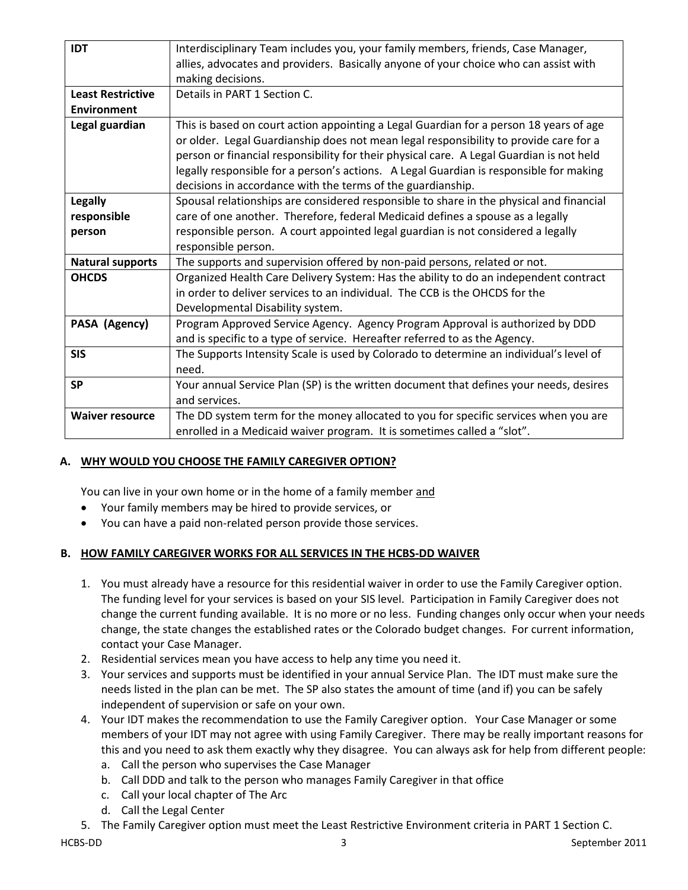| | |
|---|---|
| **IDT** | Interdisciplinary Team includes you, your family members, friends, Case Manager, allies, advocates and providers. Basically anyone of your choice who can assist with making decisions. |
| **Least Restrictive Environment** | Details in PART 1 Section C. |
| **Legal guardian** | This is based on court action appointing a Legal Guardian for a person 18 years of age or older. Legal Guardianship does not mean legal responsibility to provide care for a person or financial responsibility for their physical care. A Legal Guardian is not held legally responsible for a person's actions. A Legal Guardian is responsible for making decisions in accordance with the terms of the guardianship. |
| **Legally responsible person** | Spousal relationships are considered responsible to share in the physical and financial care of one another. Therefore, federal Medicaid defines a spouse as a legally responsible person. A court appointed legal guardian is not considered a legally responsible person. |
| **Natural supports** | The supports and supervision offered by non-paid persons, related or not. |
| **OHCDS** | Organized Health Care Delivery System: Has the ability to do an independent contract in order to deliver services to an individual. The CCB is the OHCDS for the Developmental Disability system. |
| **PASA (Agency)** | Program Approved Service Agency. Agency Program Approval is authorized by DDD and is specific to a type of service. Hereafter referred to as the Agency. |
| **SIS** | The Supports Intensity Scale is used by Colorado to determine an individual's level of need. |
| **SP** | Your annual Service Plan (SP) is the written document that defines your needs, desires and services. |
| **Waiver resource** | The DD system term for the money allocated to you for specific services when you are enrolled in a Medicaid waiver program. It is sometimes called a "slot". |

## A. WHY WOULD YOU CHOOSE THE FAMILY CAREGIVER OPTION?

You can live in your own home or in the home of a family member and

- Your family members may be hired to provide services, or
- You can have a paid non-related person provide those services.

## B. HOW FAMILY CAREGIVER WORKS FOR ALL SERVICES IN THE HCBS-DD WAIVER

1. You must already have a resource for this residential waiver in order to use the Family Caregiver option. The funding level for your services is based on your SIS level. Participation in Family Caregiver does not change the current funding available. It is no more or no less. Funding changes only occur when your needs change, the state changes the established rates or the Colorado budget changes. For current information, contact your Case Manager.
2. Residential services mean you have access to help any time you need it.
3. Your services and supports must be identified in your annual Service Plan. The IDT must make sure the needs listed in the plan can be met. The SP also states the amount of time (and if) you can be safely independent of supervision or safe on your own.
4. Your IDT makes the recommendation to use the Family Caregiver option. Your Case Manager or some members of your IDT may not agree with using Family Caregiver. There may be really important reasons for this and you need to ask them exactly why they disagree. You can always ask for help from different people:
   a. Call the person who supervises the Case Manager
   b. Call DDD and talk to the person who manages Family Caregiver in that office
   c. Call your local chapter of The Arc
   d. Call the Legal Center
5. The Family Caregiver option must meet the Least Restrictive Environment criteria in PART 1 Section C.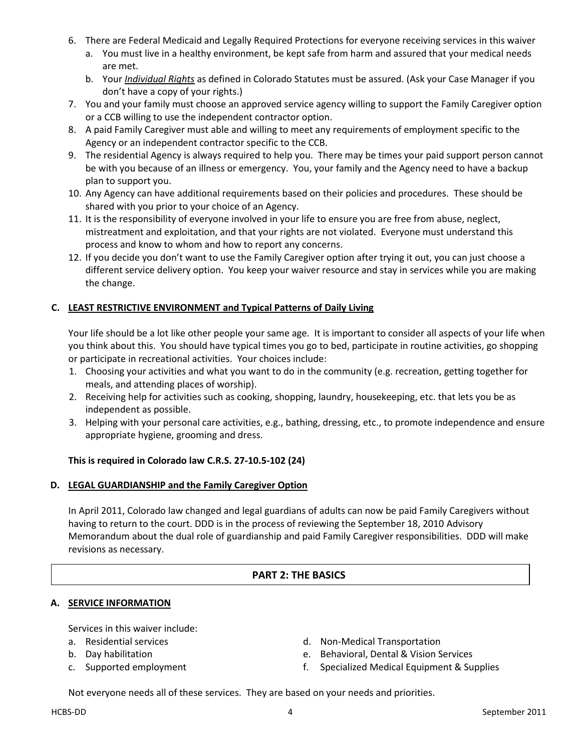6. There are Federal Medicaid and Legally Required Protections for everyone receiving services in this waiver
   a. You must live in a healthy environment, be kept safe from harm and assured that your medical needs are met.
   b. Your ***Individual Rights*** as defined in Colorado Statutes must be assured. (Ask your Case Manager if you don't have a copy of your rights.)
7. You and your family must choose an approved service agency willing to support the Family Caregiver option or a CCB willing to use the independent contractor option.
8. A paid Family Caregiver must able and willing to meet any requirements of employment specific to the Agency or an independent contractor specific to the CCB.
9. The residential Agency is always required to help you. There may be times your paid support person cannot be with you because of an illness or emergency. You, your family and the Agency need to have a backup plan to support you.
10. Any Agency can have additional requirements based on their policies and procedures. These should be shared with you prior to your choice of an Agency.
11. It is the responsibility of everyone involved in your life to ensure you are free from abuse, neglect, mistreatment and exploitation, and that your rights are not violated. Everyone must understand this process and know to whom and how to report any concerns.
12. If you decide you don't want to use the Family Caregiver option after trying it out, you can just choose a different service delivery option. You keep your waiver resource and stay in services while you are making the change.

### C. LEAST RESTRICTIVE ENVIRONMENT and Typical Patterns of Daily Living

Your life should be a lot like other people your same age. It is important to consider all aspects of your life when you think about this. You should have typical times you go to bed, participate in routine activities, go shopping or participate in recreational activities. Your choices include:

1. Choosing your activities and what you want to do in the community (e.g. recreation, getting together for meals, and attending places of worship).
2. Receiving help for activities such as cooking, shopping, laundry, housekeeping, etc. that lets you be as independent as possible.
3. Helping with your personal care activities, e.g., bathing, dressing, etc., to promote independence and ensure appropriate hygiene, grooming and dress.

**This is required in Colorado law C.R.S. 27-10.5-102 (24)**

### D. LEGAL GUARDIANSHIP and the Family Caregiver Option

In April 2011, Colorado law changed and legal guardians of adults can now be paid Family Caregivers without having to return to the court. DDD is in the process of reviewing the September 18, 2010 Advisory Memorandum about the dual role of guardianship and paid Family Caregiver responsibilities. DDD will make revisions as necessary.

## PART 2: THE BASICS

### A. SERVICE INFORMATION

Services in this waiver include:

a. Residential services
b. Day habilitation
c. Supported employment
d. Non-Medical Transportation
e. Behavioral, Dental & Vision Services
f. Specialized Medical Equipment & Supplies

Not everyone needs all of these services. They are based on your needs and priorities.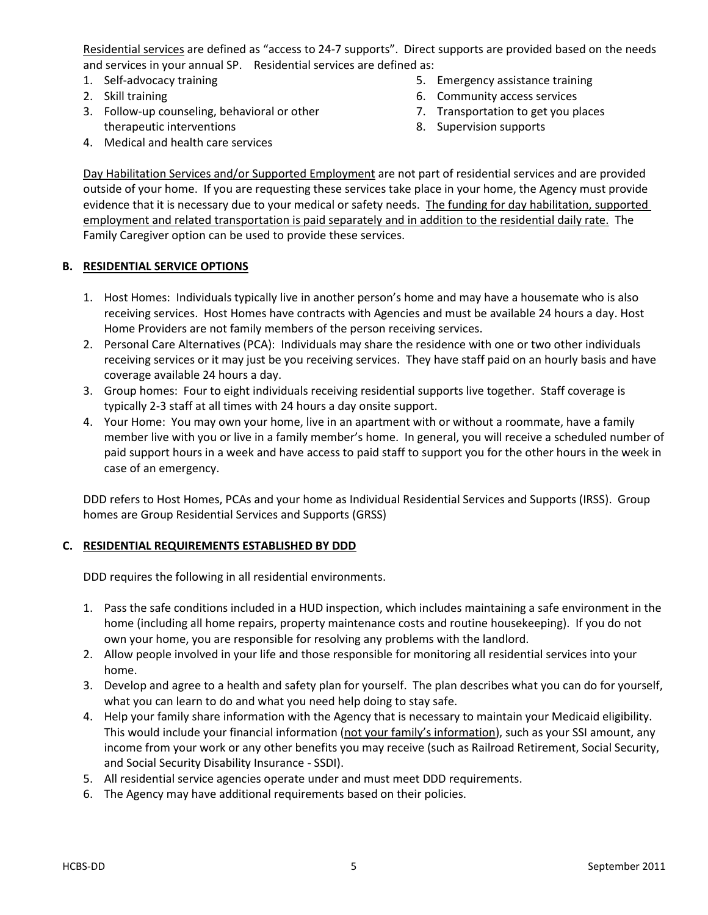Residential services are defined as "access to 24-7 supports". Direct supports are provided based on the needs and services in your annual SP. Residential services are defined as:

1. Self-advocacy training
2. Skill training
3. Follow-up counseling, behavioral or other therapeutic interventions
4. Medical and health care services
5. Emergency assistance training
6. Community access services
7. Transportation to get you places
8. Supervision supports

Day Habilitation Services and/or Supported Employment are not part of residential services and are provided outside of your home. If you are requesting these services take place in your home, the Agency must provide evidence that it is necessary due to your medical or safety needs. The funding for day habilitation, supported employment and related transportation is paid separately and in addition to the residential daily rate. The Family Caregiver option can be used to provide these services.

**B. RESIDENTIAL SERVICE OPTIONS**

1. Host Homes: Individuals typically live in another person's home and may have a housemate who is also receiving services. Host Homes have contracts with Agencies and must be available 24 hours a day. Host Home Providers are not family members of the person receiving services.
2. Personal Care Alternatives (PCA): Individuals may share the residence with one or two other individuals receiving services or it may just be you receiving services. They have staff paid on an hourly basis and have coverage available 24 hours a day.
3. Group homes: Four to eight individuals receiving residential supports live together. Staff coverage is typically 2-3 staff at all times with 24 hours a day onsite support.
4. Your Home: You may own your home, live in an apartment with or without a roommate, have a family member live with you or live in a family member's home. In general, you will receive a scheduled number of paid support hours in a week and have access to paid staff to support you for the other hours in the week in case of an emergency.

DDD refers to Host Homes, PCAs and your home as Individual Residential Services and Supports (IRSS). Group homes are Group Residential Services and Supports (GRSS)

**C. RESIDENTIAL REQUIREMENTS ESTABLISHED BY DDD**

DDD requires the following in all residential environments.

1. Pass the safe conditions included in a HUD inspection, which includes maintaining a safe environment in the home (including all home repairs, property maintenance costs and routine housekeeping). If you do not own your home, you are responsible for resolving any problems with the landlord.
2. Allow people involved in your life and those responsible for monitoring all residential services into your home.
3. Develop and agree to a health and safety plan for yourself. The plan describes what you can do for yourself, what you can learn to do and what you need help doing to stay safe.
4. Help your family share information with the Agency that is necessary to maintain your Medicaid eligibility. This would include your financial information (not your family's information), such as your SSI amount, any income from your work or any other benefits you may receive (such as Railroad Retirement, Social Security, and Social Security Disability Insurance - SSDI).
5. All residential service agencies operate under and must meet DDD requirements.
6. The Agency may have additional requirements based on their policies.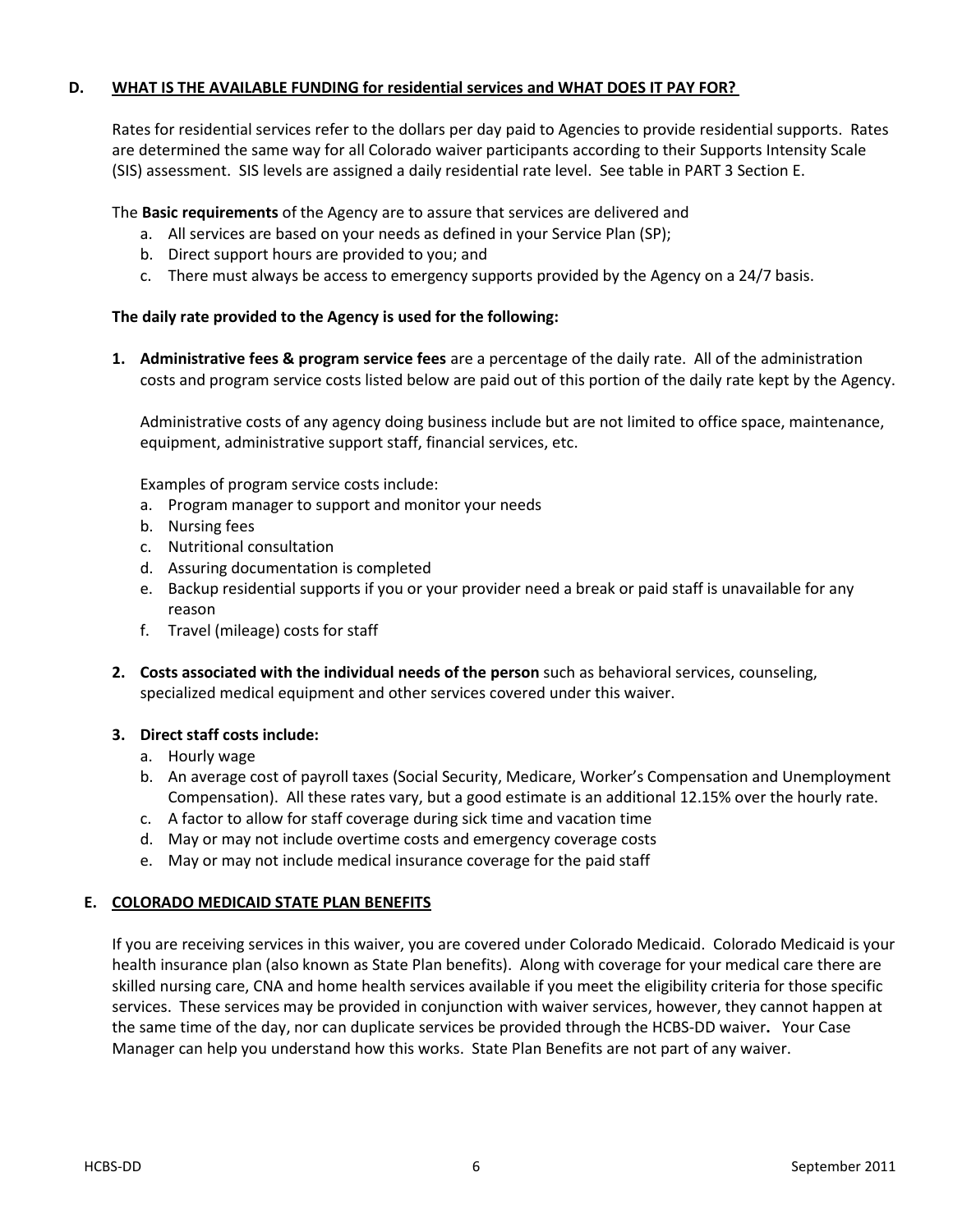## D. WHAT IS THE AVAILABLE FUNDING for residential services and WHAT DOES IT PAY FOR?

Rates for residential services refer to the dollars per day paid to Agencies to provide residential supports. Rates are determined the same way for all Colorado waiver participants according to their Supports Intensity Scale (SIS) assessment. SIS levels are assigned a daily residential rate level. See table in PART 3 Section E.

The **Basic requirements** of the Agency are to assure that services are delivered and

a. All services are based on your needs as defined in your Service Plan (SP);
b. Direct support hours are provided to you; and
c. There must always be access to emergency supports provided by the Agency on a 24/7 basis.

**The daily rate provided to the Agency is used for the following:**

1. **Administrative fees & program service fees** are a percentage of the daily rate. All of the administration costs and program service costs listed below are paid out of this portion of the daily rate kept by the Agency.

   Administrative costs of any agency doing business include but are not limited to office space, maintenance, equipment, administrative support staff, financial services, etc.

   Examples of program service costs include:

   a. Program manager to support and monitor your needs
   b. Nursing fees
   c. Nutritional consultation
   d. Assuring documentation is completed
   e. Backup residential supports if you or your provider need a break or paid staff is unavailable for any reason
   f. Travel (mileage) costs for staff

2. **Costs associated with the individual needs of the person** such as behavioral services, counseling, specialized medical equipment and other services covered under this waiver.

3. **Direct staff costs include:**

   a. Hourly wage
   b. An average cost of payroll taxes (Social Security, Medicare, Worker's Compensation and Unemployment Compensation). All these rates vary, but a good estimate is an additional 12.15% over the hourly rate.
   c. A factor to allow for staff coverage during sick time and vacation time
   d. May or may not include overtime costs and emergency coverage costs
   e. May or may not include medical insurance coverage for the paid staff

## E. COLORADO MEDICAID STATE PLAN BENEFITS

If you are receiving services in this waiver, you are covered under Colorado Medicaid. Colorado Medicaid is your health insurance plan (also known as State Plan benefits). Along with coverage for your medical care there are skilled nursing care, CNA and home health services available if you meet the eligibility criteria for those specific services. These services may be provided in conjunction with waiver services, however, they cannot happen at the same time of the day, nor can duplicate services be provided through the HCBS-DD waiver**.** Your Case Manager can help you understand how this works. State Plan Benefits are not part of any waiver.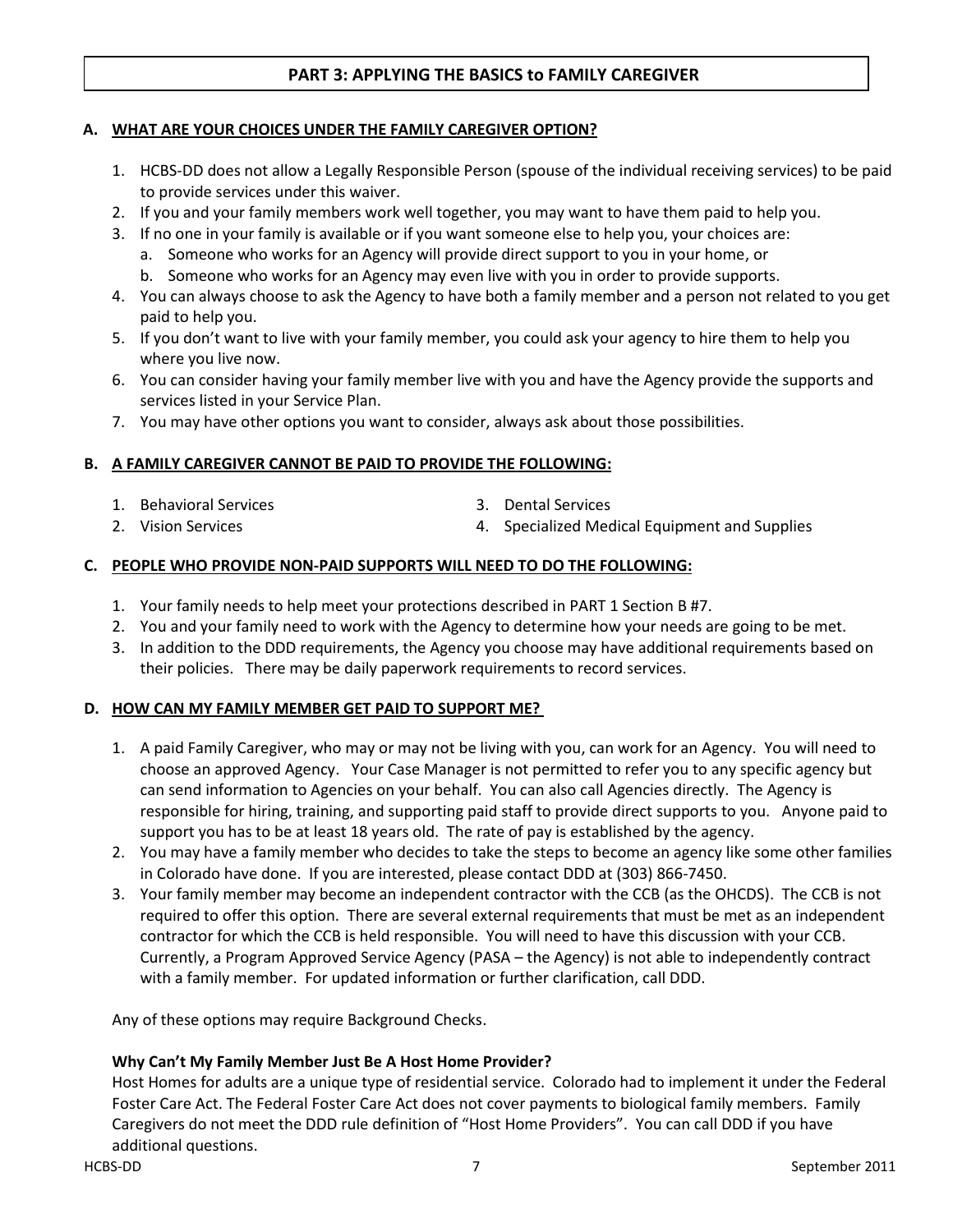## PART 3: APPLYING THE BASICS to FAMILY CAREGIVER

### A. WHAT ARE YOUR CHOICES UNDER THE FAMILY CAREGIVER OPTION?

1. HCBS-DD does not allow a Legally Responsible Person (spouse of the individual receiving services) to be paid to provide services under this waiver.
2. If you and your family members work well together, you may want to have them paid to help you.
3. If no one in your family is available or if you want someone else to help you, your choices are:
   a. Someone who works for an Agency will provide direct support to you in your home, or
   b. Someone who works for an Agency may even live with you in order to provide supports.
4. You can always choose to ask the Agency to have both a family member and a person not related to you get paid to help you.
5. If you don't want to live with your family member, you could ask your agency to hire them to help you where you live now.
6. You can consider having your family member live with you and have the Agency provide the supports and services listed in your Service Plan.
7. You may have other options you want to consider, always ask about those possibilities.

### B. A FAMILY CAREGIVER CANNOT BE PAID TO PROVIDE THE FOLLOWING:

1. Behavioral Services
2. Vision Services
3. Dental Services
4. Specialized Medical Equipment and Supplies

### C. PEOPLE WHO PROVIDE NON-PAID SUPPORTS WILL NEED TO DO THE FOLLOWING:

1. Your family needs to help meet your protections described in PART 1 Section B #7.
2. You and your family need to work with the Agency to determine how your needs are going to be met.
3. In addition to the DDD requirements, the Agency you choose may have additional requirements based on their policies. There may be daily paperwork requirements to record services.

### D. HOW CAN MY FAMILY MEMBER GET PAID TO SUPPORT ME?

1. A paid Family Caregiver, who may or may not be living with you, can work for an Agency. You will need to choose an approved Agency. Your Case Manager is not permitted to refer you to any specific agency but can send information to Agencies on your behalf. You can also call Agencies directly. The Agency is responsible for hiring, training, and supporting paid staff to provide direct supports to you. Anyone paid to support you has to be at least 18 years old. The rate of pay is established by the agency.
2. You may have a family member who decides to take the steps to become an agency like some other families in Colorado have done. If you are interested, please contact DDD at (303) 866-7450.
3. Your family member may become an independent contractor with the CCB (as the OHCDS). The CCB is not required to offer this option. There are several external requirements that must be met as an independent contractor for which the CCB is held responsible. You will need to have this discussion with your CCB. Currently, a Program Approved Service Agency (PASA – the Agency) is not able to independently contract with a family member. For updated information or further clarification, call DDD.

Any of these options may require Background Checks.

**Why Can't My Family Member Just Be A Host Home Provider?**
Host Homes for adults are a unique type of residential service. Colorado had to implement it under the Federal Foster Care Act. The Federal Foster Care Act does not cover payments to biological family members. Family Caregivers do not meet the DDD rule definition of "Host Home Providers". You can call DDD if you have additional questions.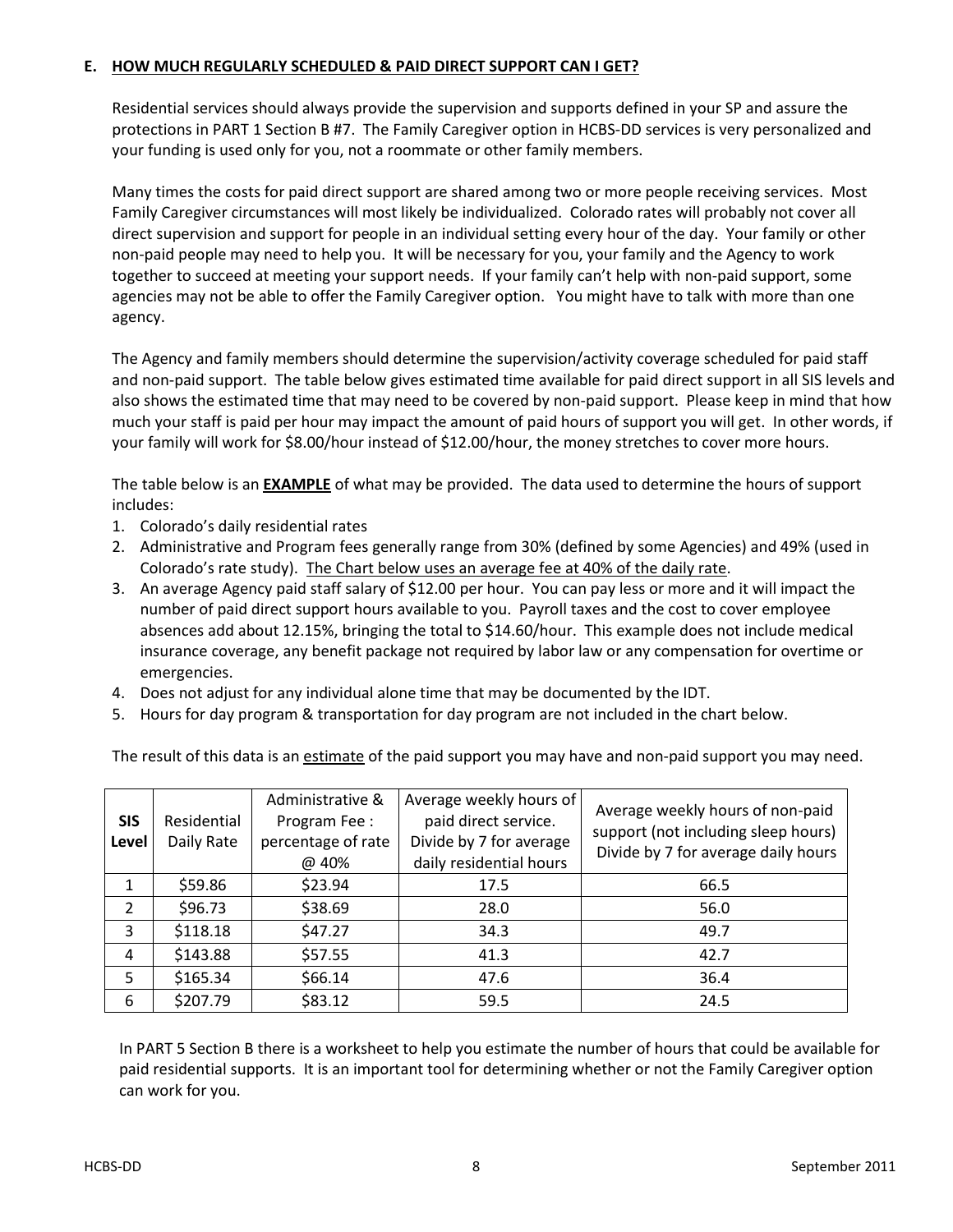## E. HOW MUCH REGULARLY SCHEDULED & PAID DIRECT SUPPORT CAN I GET?

Residential services should always provide the supervision and supports defined in your SP and assure the protections in PART 1 Section B #7. The Family Caregiver option in HCBS-DD services is very personalized and your funding is used only for you, not a roommate or other family members.

Many times the costs for paid direct support are shared among two or more people receiving services. Most Family Caregiver circumstances will most likely be individualized. Colorado rates will probably not cover all direct supervision and support for people in an individual setting every hour of the day. Your family or other non-paid people may need to help you. It will be necessary for you, your family and the Agency to work together to succeed at meeting your support needs. If your family can't help with non-paid support, some agencies may not be able to offer the Family Caregiver option. You might have to talk with more than one agency.

The Agency and family members should determine the supervision/activity coverage scheduled for paid staff and non-paid support. The table below gives estimated time available for paid direct support in all SIS levels and also shows the estimated time that may need to be covered by non-paid support. Please keep in mind that how much your staff is paid per hour may impact the amount of paid hours of support you will get. In other words, if your family will work for \$8.00/hour instead of \$12.00/hour, the money stretches to cover more hours.

The table below is an **EXAMPLE** of what may be provided. The data used to determine the hours of support includes:

1. Colorado's daily residential rates
2. Administrative and Program fees generally range from 30% (defined by some Agencies) and 49% (used in Colorado's rate study). The Chart below uses an average fee at 40% of the daily rate.
3. An average Agency paid staff salary of \$12.00 per hour. You can pay less or more and it will impact the number of paid direct support hours available to you. Payroll taxes and the cost to cover employee absences add about 12.15%, bringing the total to \$14.60/hour. This example does not include medical insurance coverage, any benefit package not required by labor law or any compensation for overtime or emergencies.
4. Does not adjust for any individual alone time that may be documented by the IDT.
5. Hours for day program & transportation for day program are not included in the chart below.

The result of this data is an estimate of the paid support you may have and non-paid support you may need.

| SIS Level | Residential Daily Rate | Administrative & Program Fee : percentage of rate @ 40% | Average weekly hours of paid direct service. Divide by 7 for average daily residential hours | Average weekly hours of non-paid support (not including sleep hours) Divide by 7 for average daily hours |
|---|---|---|---|---|
| 1 | \$59.86 | \$23.94 | 17.5 | 66.5 |
| 2 | \$96.73 | \$38.69 | 28.0 | 56.0 |
| 3 | \$118.18 | \$47.27 | 34.3 | 49.7 |
| 4 | \$143.88 | \$57.55 | 41.3 | 42.7 |
| 5 | \$165.34 | \$66.14 | 47.6 | 36.4 |
| 6 | \$207.79 | \$83.12 | 59.5 | 24.5 |

In PART 5 Section B there is a worksheet to help you estimate the number of hours that could be available for paid residential supports. It is an important tool for determining whether or not the Family Caregiver option can work for you.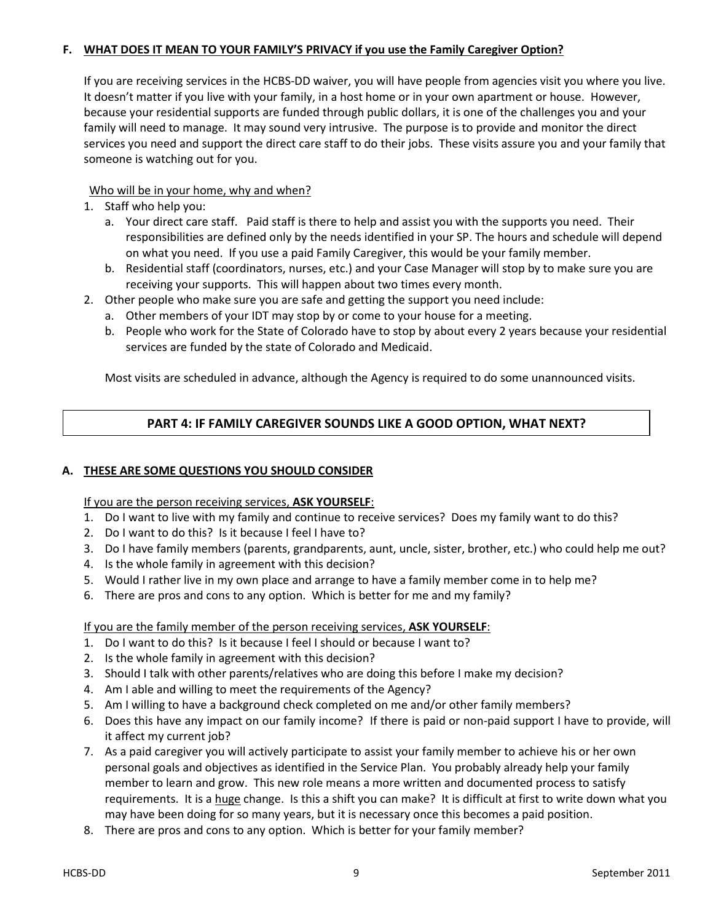### F. <u>WHAT DOES IT MEAN TO YOUR FAMILY'S PRIVACY if you use the Family Caregiver Option?</u>

If you are receiving services in the HCBS-DD waiver, you will have people from agencies visit you where you live. It doesn't matter if you live with your family, in a host home or in your own apartment or house. However, because your residential supports are funded through public dollars, it is one of the challenges you and your family will need to manage. It may sound very intrusive. The purpose is to provide and monitor the direct services you need and support the direct care staff to do their jobs. These visits assure you and your family that someone is watching out for you.

<u>Who will be in your home, why and when?</u>

1. Staff who help you:
   a. Your direct care staff. Paid staff is there to help and assist you with the supports you need. Their responsibilities are defined only by the needs identified in your SP. The hours and schedule will depend on what you need. If you use a paid Family Caregiver, this would be your family member.
   b. Residential staff (coordinators, nurses, etc.) and your Case Manager will stop by to make sure you are receiving your supports. This will happen about two times every month.
2. Other people who make sure you are safe and getting the support you need include:
   a. Other members of your IDT may stop by or come to your house for a meeting.
   b. People who work for the State of Colorado have to stop by about every 2 years because your residential services are funded by the state of Colorado and Medicaid.

Most visits are scheduled in advance, although the Agency is required to do some unannounced visits.

## PART 4: IF FAMILY CAREGIVER SOUNDS LIKE A GOOD OPTION, WHAT NEXT?

### A. <u>THESE ARE SOME QUESTIONS YOU SHOULD CONSIDER</u>

<u>If you are the person receiving services, **ASK YOURSELF**</u>:

1. Do I want to live with my family and continue to receive services? Does my family want to do this?
2. Do I want to do this? Is it because I feel I have to?
3. Do I have family members (parents, grandparents, aunt, uncle, sister, brother, etc.) who could help me out?
4. Is the whole family in agreement with this decision?
5. Would I rather live in my own place and arrange to have a family member come in to help me?
6. There are pros and cons to any option. Which is better for me and my family?

<u>If you are the family member of the person receiving services, **ASK YOURSELF**</u>:

1. Do I want to do this? Is it because I feel I should or because I want to?
2. Is the whole family in agreement with this decision?
3. Should I talk with other parents/relatives who are doing this before I make my decision?
4. Am I able and willing to meet the requirements of the Agency?
5. Am I willing to have a background check completed on me and/or other family members?
6. Does this have any impact on our family income? If there is paid or non-paid support I have to provide, will it affect my current job?
7. As a paid caregiver you will actively participate to assist your family member to achieve his or her own personal goals and objectives as identified in the Service Plan. You probably already help your family member to learn and grow. This new role means a more written and documented process to satisfy requirements. It is a <u>huge</u> change. Is this a shift you can make? It is difficult at first to write down what you may have been doing for so many years, but it is necessary once this becomes a paid position.
8. There are pros and cons to any option. Which is better for your family member?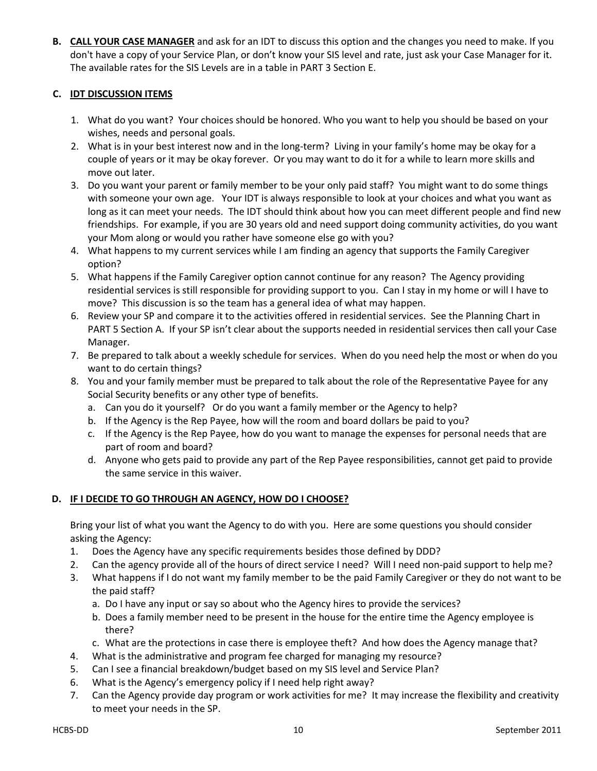**B. <u>CALL YOUR CASE MANAGER</u>** and ask for an IDT to discuss this option and the changes you need to make. If you don't have a copy of your Service Plan, or don't know your SIS level and rate, just ask your Case Manager for it. The available rates for the SIS Levels are in a table in PART 3 Section E.

**C. <u>IDT DISCUSSION ITEMS</u>**

1. What do you want? Your choices should be honored. Who you want to help you should be based on your wishes, needs and personal goals.
2. What is in your best interest now and in the long-term? Living in your family's home may be okay for a couple of years or it may be okay forever. Or you may want to do it for a while to learn more skills and move out later.
3. Do you want your parent or family member to be your only paid staff? You might want to do some things with someone your own age. Your IDT is always responsible to look at your choices and what you want as long as it can meet your needs. The IDT should think about how you can meet different people and find new friendships. For example, if you are 30 years old and need support doing community activities, do you want your Mom along or would you rather have someone else go with you?
4. What happens to my current services while I am finding an agency that supports the Family Caregiver option?
5. What happens if the Family Caregiver option cannot continue for any reason? The Agency providing residential services is still responsible for providing support to you. Can I stay in my home or will I have to move? This discussion is so the team has a general idea of what may happen.
6. Review your SP and compare it to the activities offered in residential services. See the Planning Chart in PART 5 Section A. If your SP isn't clear about the supports needed in residential services then call your Case Manager.
7. Be prepared to talk about a weekly schedule for services. When do you need help the most or when do you want to do certain things?
8. You and your family member must be prepared to talk about the role of the Representative Payee for any Social Security benefits or any other type of benefits.
   a. Can you do it yourself? Or do you want a family member or the Agency to help?
   b. If the Agency is the Rep Payee, how will the room and board dollars be paid to you?
   c. If the Agency is the Rep Payee, how do you want to manage the expenses for personal needs that are part of room and board?
   d. Anyone who gets paid to provide any part of the Rep Payee responsibilities, cannot get paid to provide the same service in this waiver.

**D. <u>IF I DECIDE TO GO THROUGH AN AGENCY, HOW DO I CHOOSE?</u>**

Bring your list of what you want the Agency to do with you. Here are some questions you should consider asking the Agency:

1. Does the Agency have any specific requirements besides those defined by DDD?
2. Can the agency provide all of the hours of direct service I need? Will I need non-paid support to help me?
3. What happens if I do not want my family member to be the paid Family Caregiver or they do not want to be the paid staff?
   a. Do I have any input or say so about who the Agency hires to provide the services?
   b. Does a family member need to be present in the house for the entire time the Agency employee is there?
   c. What are the protections in case there is employee theft? And how does the Agency manage that?
4. What is the administrative and program fee charged for managing my resource?
5. Can I see a financial breakdown/budget based on my SIS level and Service Plan?
6. What is the Agency's emergency policy if I need help right away?
7. Can the Agency provide day program or work activities for me? It may increase the flexibility and creativity to meet your needs in the SP.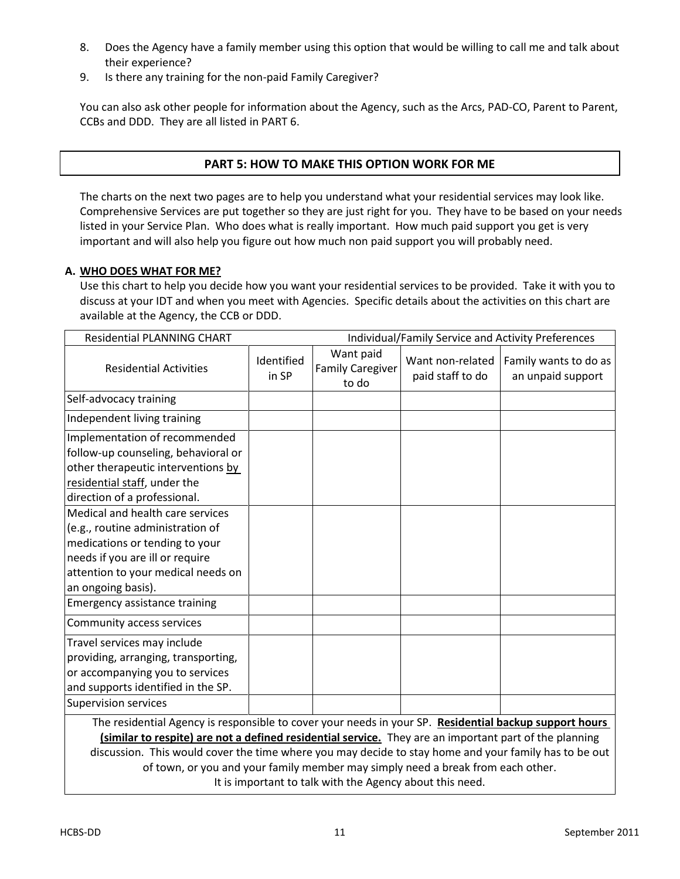8. Does the Agency have a family member using this option that would be willing to call me and talk about their experience?
9. Is there any training for the non-paid Family Caregiver?

You can also ask other people for information about the Agency, such as the Arcs, PAD-CO, Parent to Parent, CCBs and DDD. They are all listed in PART 6.

## PART 5: HOW TO MAKE THIS OPTION WORK FOR ME

The charts on the next two pages are to help you understand what your residential services may look like. Comprehensive Services are put together so they are just right for you. They have to be based on your needs listed in your Service Plan. Who does what is really important. How much paid support you get is very important and will also help you figure out how much non paid support you will probably need.

### A. WHO DOES WHAT FOR ME?

Use this chart to help you decide how you want your residential services to be provided. Take it with you to discuss at your IDT and when you meet with Agencies. Specific details about the activities on this chart are available at the Agency, the CCB or DDD.

| Residential PLANNING CHART | Individual/Family Service and Activity Preferences | | | |
|---|---|---|---|---|
| Residential Activities | Identified in SP | Want paid Family Caregiver to do | Want non-related paid staff to do | Family wants to do as an unpaid support |
| Self-advocacy training | | | | |
| Independent living training | | | | |
| Implementation of recommended follow-up counseling, behavioral or other therapeutic interventions <u>by residential staff</u>, under the direction of a professional. | | | | |
| Medical and health care services (e.g., routine administration of medications or tending to your needs if you are ill or require attention to your medical needs on an ongoing basis). | | | | |
| Emergency assistance training | | | | |
| Community access services | | | | |
| Travel services may include providing, arranging, transporting, or accompanying you to services and supports identified in the SP. | | | | |
| Supervision services | | | | |
| The residential Agency is responsible to cover your needs in your SP. **Residential backup support hours (similar to respite) are not a defined residential service.** They are an important part of the planning discussion. This would cover the time where you may decide to stay home and your family has to be out of town, or you and your family member may simply need a break from each other. It is important to talk with the Agency about this need. | | | | |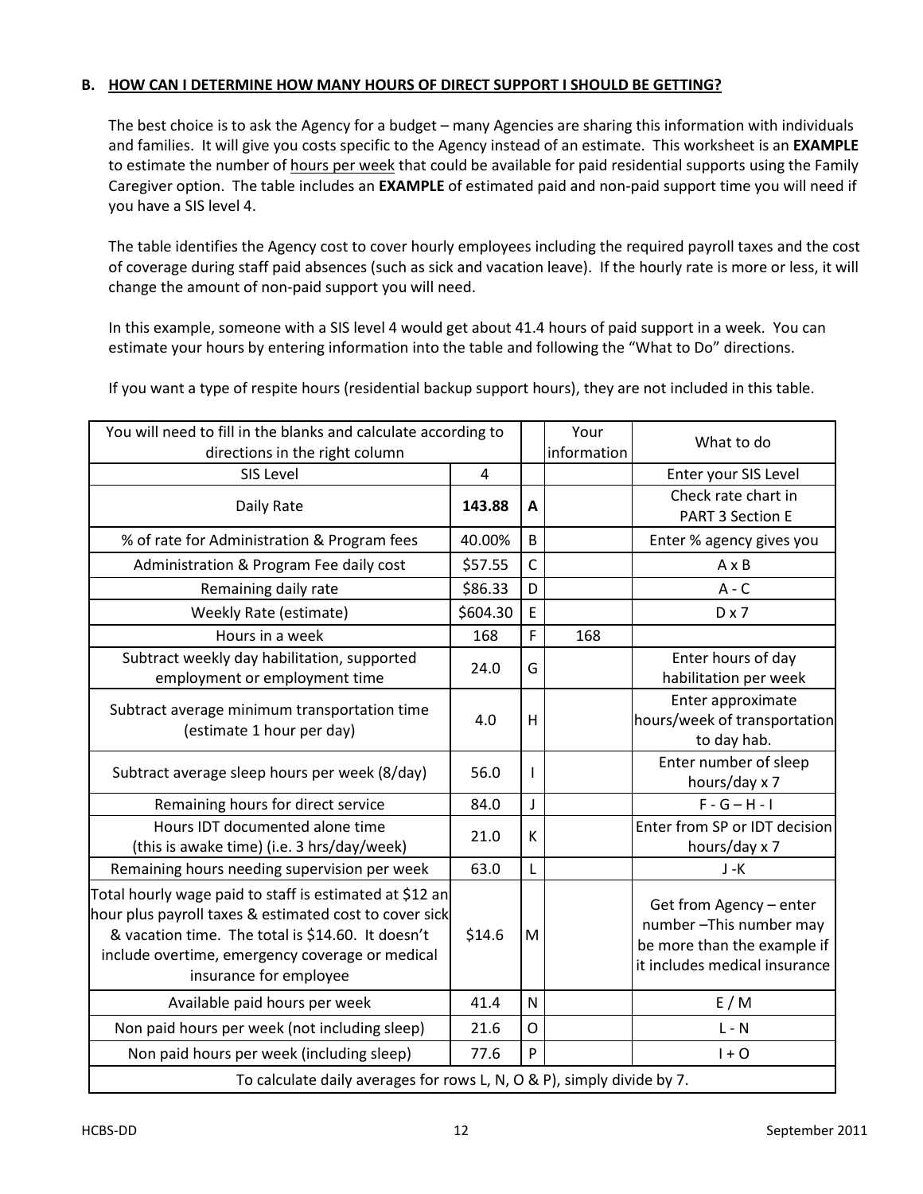## B. HOW CAN I DETERMINE HOW MANY HOURS OF DIRECT SUPPORT I SHOULD BE GETTING?

The best choice is to ask the Agency for a budget – many Agencies are sharing this information with individuals and families. It will give you costs specific to the Agency instead of an estimate. This worksheet is an **EXAMPLE** to estimate the number of hours per week that could be available for paid residential supports using the Family Caregiver option. The table includes an **EXAMPLE** of estimated paid and non-paid support time you will need if you have a SIS level 4.

The table identifies the Agency cost to cover hourly employees including the required payroll taxes and the cost of coverage during staff paid absences (such as sick and vacation leave). If the hourly rate is more or less, it will change the amount of non-paid support you will need.

In this example, someone with a SIS level 4 would get about 41.4 hours of paid support in a week. You can estimate your hours by entering information into the table and following the "What to Do" directions.

If you want a type of respite hours (residential backup support hours), they are not included in this table.

| You will need to fill in the blanks and calculate according to directions in the right column | | | Your information | What to do |
|---|---|---|---|---|
| SIS Level | 4 | | | Enter your SIS Level |
| Daily Rate | **143.88** | **A** | | Check rate chart in PART 3 Section E |
| % of rate for Administration & Program fees | 40.00% | B | | Enter % agency gives you |
| Administration & Program Fee daily cost | $57.55 | C | | A x B |
| Remaining daily rate | $86.33 | D | | A - C |
| Weekly Rate (estimate) | $604.30 | E | | D x 7 |
| Hours in a week | 168 | F | 168 | |
| Subtract weekly day habilitation, supported employment or employment time | 24.0 | G | | Enter hours of day habilitation per week |
| Subtract average minimum transportation time (estimate 1 hour per day) | 4.0 | H | | Enter approximate hours/week of transportation to day hab. |
| Subtract average sleep hours per week (8/day) | 56.0 | I | | Enter number of sleep hours/day x 7 |
| Remaining hours for direct service | 84.0 | J | | F - G – H - I |
| Hours IDT documented alone time (this is awake time) (i.e. 3 hrs/day/week) | 21.0 | K | | Enter from SP or IDT decision hours/day x 7 |
| Remaining hours needing supervision per week | 63.0 | L | | J -K |
| Total hourly wage paid to staff is estimated at $12 an hour plus payroll taxes & estimated cost to cover sick & vacation time. The total is $14.60. It doesn't include overtime, emergency coverage or medical insurance for employee | $14.6 | M | | Get from Agency – enter number –This number may be more than the example if it includes medical insurance |
| Available paid hours per week | 41.4 | N | | E / M |
| Non paid hours per week (not including sleep) | 21.6 | O | | L - N |
| Non paid hours per week (including sleep) | 77.6 | P | | I + O |
| To calculate daily averages for rows L, N, O & P), simply divide by 7. | | | | |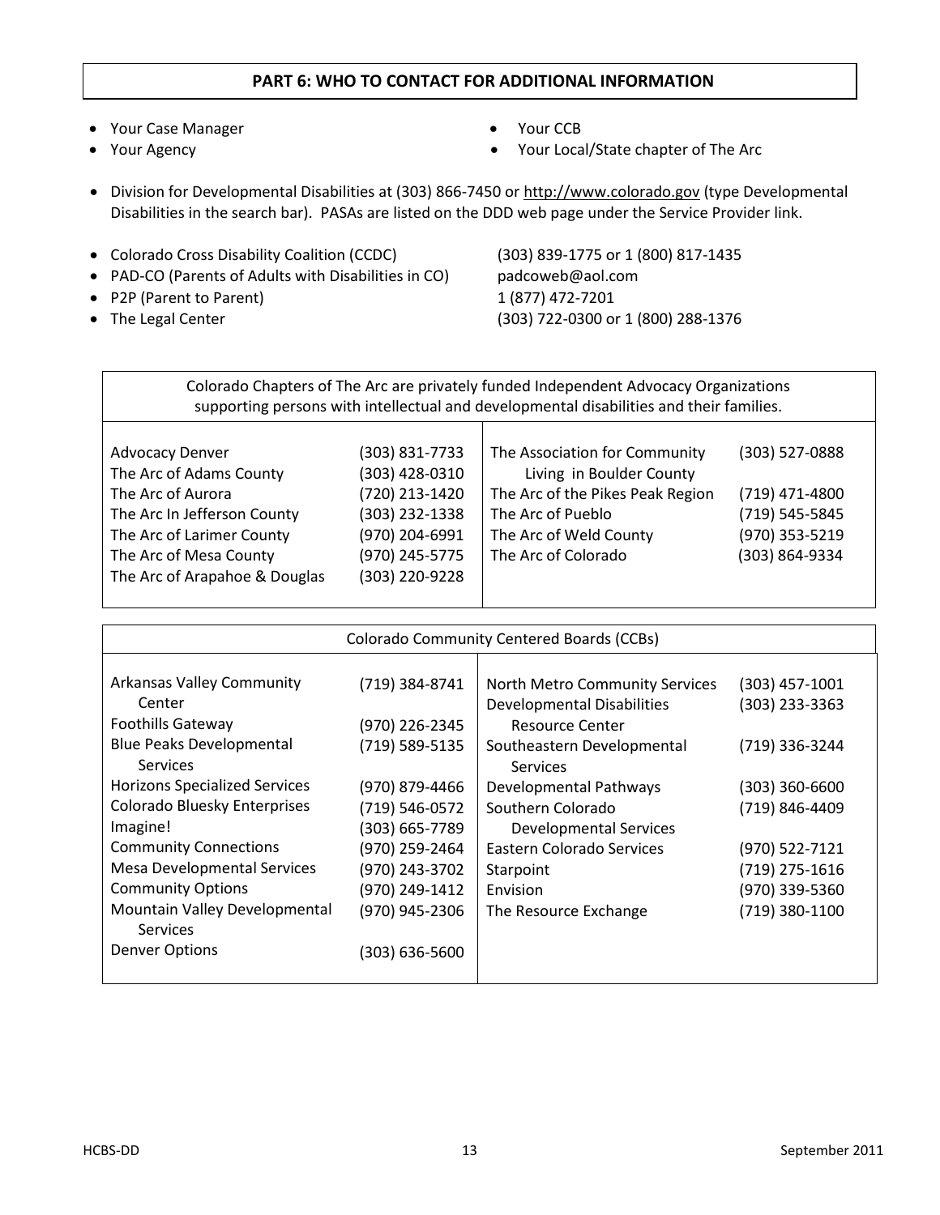## PART 6: WHO TO CONTACT FOR ADDITIONAL INFORMATION

- Your Case Manager
- Your Agency
- Your CCB
- Your Local/State chapter of The Arc

- Division for Developmental Disabilities at (303) 866-7450 or http://www.colorado.gov (type Developmental Disabilities in the search bar). PASAs are listed on the DDD web page under the Service Provider link.

- Colorado Cross Disability Coalition (CCDC) (303) 839-1775 or 1 (800) 817-1435
- PAD-CO (Parents of Adults with Disabilities in CO) padcoweb@aol.com
- P2P (Parent to Parent) 1 (877) 472-7201
- The Legal Center (303) 722-0300 or 1 (800) 288-1376

| Colorado Chapters of The Arc are privately funded Independent Advocacy Organizations supporting persons with intellectual and developmental disabilities and their families. | | | |
|---|---|---|---|
| Advocacy Denver | (303) 831-7733 | The Association for Community Living in Boulder County | (303) 527-0888 |
| The Arc of Adams County | (303) 428-0310 | The Arc of the Pikes Peak Region | (719) 471-4800 |
| The Arc of Aurora | (720) 213-1420 | The Arc of Pueblo | (719) 545-5845 |
| The Arc In Jefferson County | (303) 232-1338 | The Arc of Weld County | (970) 353-5219 |
| The Arc of Larimer County | (970) 204-6991 | The Arc of Colorado | (303) 864-9334 |
| The Arc of Mesa County | (970) 245-5775 | | |
| The Arc of Arapahoe & Douglas | (303) 220-9228 | | |

| Colorado Community Centered Boards (CCBs) | | | |
|---|---|---|---|
| Arkansas Valley Community Center | (719) 384-8741 | North Metro Community Services | (303) 457-1001 |
| Foothills Gateway | (970) 226-2345 | Developmental Disabilities Resource Center | (303) 233-3363 |
| Blue Peaks Developmental Services | (719) 589-5135 | Southeastern Developmental Services | (719) 336-3244 |
| Horizons Specialized Services | (970) 879-4466 | Developmental Pathways | (303) 360-6600 |
| Colorado Bluesky Enterprises | (719) 546-0572 | Southern Colorado Developmental Services | (719) 846-4409 |
| Imagine! | (303) 665-7789 | Eastern Colorado Services | (970) 522-7121 |
| Community Connections | (970) 259-2464 | Starpoint | (719) 275-1616 |
| Mesa Developmental Services | (970) 243-3702 | Envision | (970) 339-5360 |
| Community Options | (970) 249-1412 | The Resource Exchange | (719) 380-1100 |
| Mountain Valley Developmental Services | (970) 945-2306 | | |
| Denver Options | (303) 636-5600 | | |